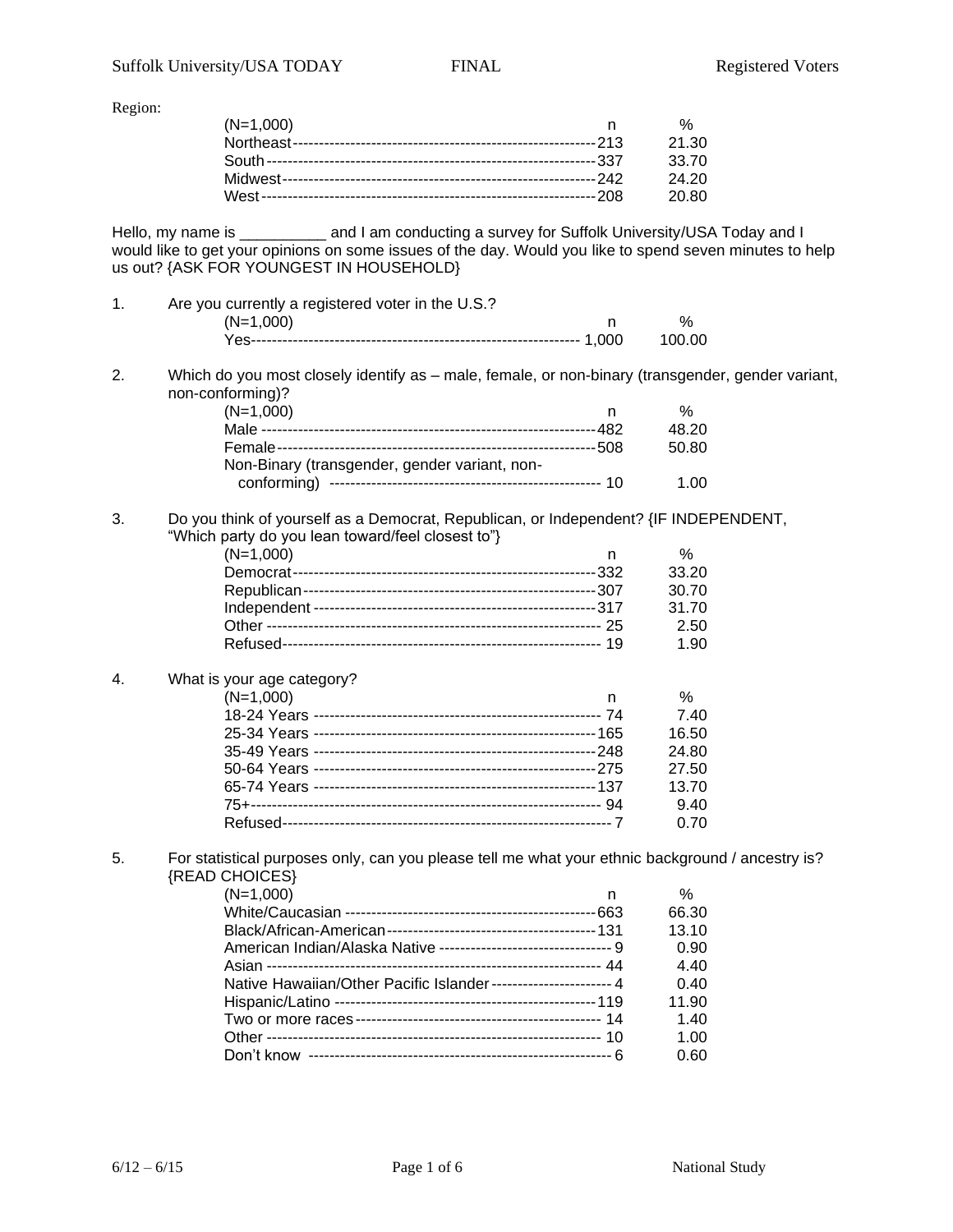Region:

| (N=1,000) | n | % |
|---|---|---|
| Northeast | 213 | 21.30 |
| South | 337 | 33.70 |
| Midwest | 242 | 24.20 |
| West | 208 | 20.80 |

Hello, my name is __________ and I am conducting a survey for Suffolk University/USA Today and I would like to get your opinions on some issues of the day. Would you like to spend seven minutes to help us out? {ASK FOR YOUNGEST IN HOUSEHOLD}

1. Are you currently a registered voter in the U.S.?

| (N=1,000) | n | % |
|---|---|---|
| Yes | 1,000 | 100.00 |

2. Which do you most closely identify as – male, female, or non-binary (transgender, gender variant, non-conforming)?

| (N=1,000) | n | % |
|---|---|---|
| Male | 482 | 48.20 |
| Female | 508 | 50.80 |
| Non-Binary (transgender, gender variant, non-conforming) | 10 | 1.00 |

3. Do you think of yourself as a Democrat, Republican, or Independent? {IF INDEPENDENT, "Which party do you lean toward/feel closest to"}

| (N=1,000) | n | % |
|---|---|---|
| Democrat | 332 | 33.20 |
| Republican | 307 | 30.70 |
| Independent | 317 | 31.70 |
| Other | 25 | 2.50 |
| Refused | 19 | 1.90 |

4. What is your age category?

| (N=1,000) | n | % |
|---|---|---|
| 18-24 Years | 74 | 7.40 |
| 25-34 Years | 165 | 16.50 |
| 35-49 Years | 248 | 24.80 |
| 50-64 Years | 275 | 27.50 |
| 65-74 Years | 137 | 13.70 |
| 75+ | 94 | 9.40 |
| Refused | 7 | 0.70 |

5. For statistical purposes only, can you please tell me what your ethnic background / ancestry is? {READ CHOICES}

| (N=1,000) | n | % |
|---|---|---|
| White/Caucasian | 663 | 66.30 |
| Black/African-American | 131 | 13.10 |
| American Indian/Alaska Native | 9 | 0.90 |
| Asian | 44 | 4.40 |
| Native Hawaiian/Other Pacific Islander | 4 | 0.40 |
| Hispanic/Latino | 119 | 11.90 |
| Two or more races | 14 | 1.40 |
| Other | 10 | 1.00 |
| Don't know | 6 | 0.60 |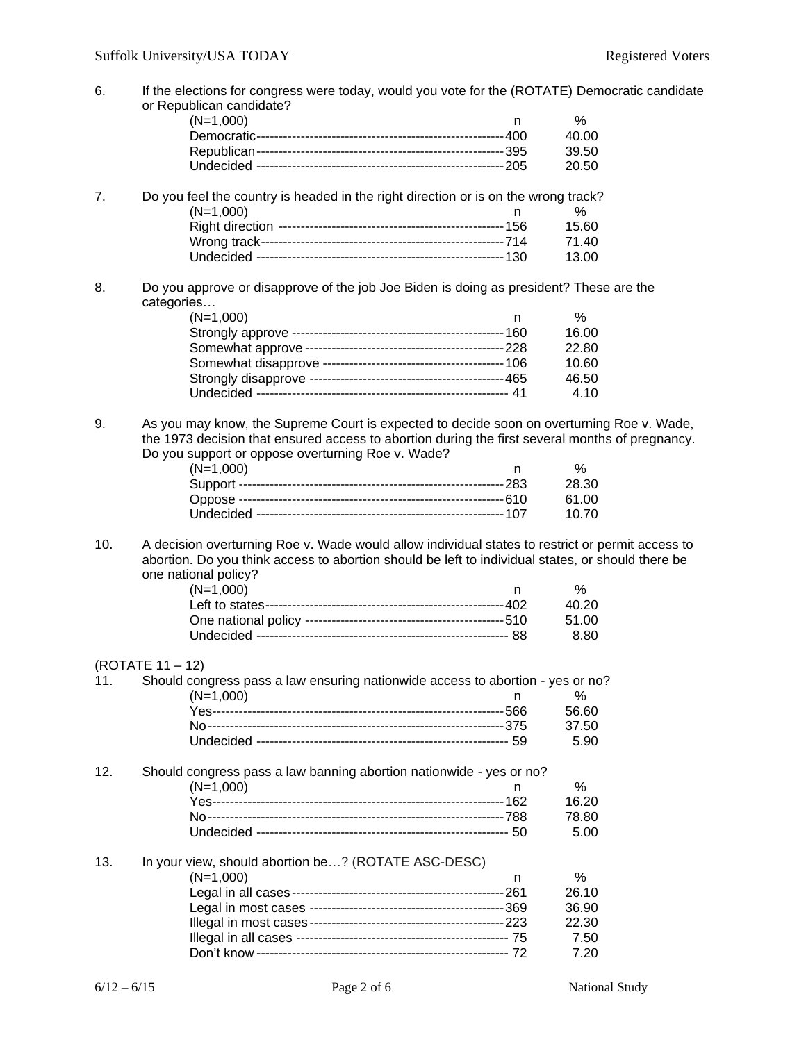6. If the elections for congress were today, would you vote for the (ROTATE) Democratic candidate or Republican candidate?

| (N=1,000) | n | % |
|---|---|---|
| Democratic | 400 | 40.00 |
| Republican | 395 | 39.50 |
| Undecided | 205 | 20.50 |

7. Do you feel the country is headed in the right direction or is on the wrong track?

| (N=1,000) | n | % |
|---|---|---|
| Right direction | 156 | 15.60 |
| Wrong track | 714 | 71.40 |
| Undecided | 130 | 13.00 |

8. Do you approve or disapprove of the job Joe Biden is doing as president? These are the categories…

| (N=1,000) | n | % |
|---|---|---|
| Strongly approve | 160 | 16.00 |
| Somewhat approve | 228 | 22.80 |
| Somewhat disapprove | 106 | 10.60 |
| Strongly disapprove | 465 | 46.50 |
| Undecided | 41 | 4.10 |

9. As you may know, the Supreme Court is expected to decide soon on overturning Roe v. Wade, the 1973 decision that ensured access to abortion during the first several months of pregnancy. Do you support or oppose overturning Roe v. Wade?

| (N=1,000) | n | % |
|---|---|---|
| Support | 283 | 28.30 |
| Oppose | 610 | 61.00 |
| Undecided | 107 | 10.70 |

10. A decision overturning Roe v. Wade would allow individual states to restrict or permit access to abortion. Do you think access to abortion should be left to individual states, or should there be one national policy?

| (N=1,000) | n | % |
|---|---|---|
| Left to states | 402 | 40.20 |
| One national policy | 510 | 51.00 |
| Undecided | 88 | 8.80 |

(ROTATE 11 – 12)

11. Should congress pass a law ensuring nationwide access to abortion - yes or no?

| (N=1,000) | n | % |
|---|---|---|
| Yes | 566 | 56.60 |
| No | 375 | 37.50 |
| Undecided | 59 | 5.90 |

12. Should congress pass a law banning abortion nationwide - yes or no?

| (N=1,000) | n | % |
|---|---|---|
| Yes | 162 | 16.20 |
| No | 788 | 78.80 |
| Undecided | 50 | 5.00 |

13. In your view, should abortion be…? (ROTATE ASC-DESC)

| (N=1,000) | n | % |
|---|---|---|
| Legal in all cases | 261 | 26.10 |
| Legal in most cases | 369 | 36.90 |
| Illegal in most cases | 223 | 22.30 |
| Illegal in all cases | 75 | 7.50 |
| Don't know | 72 | 7.20 |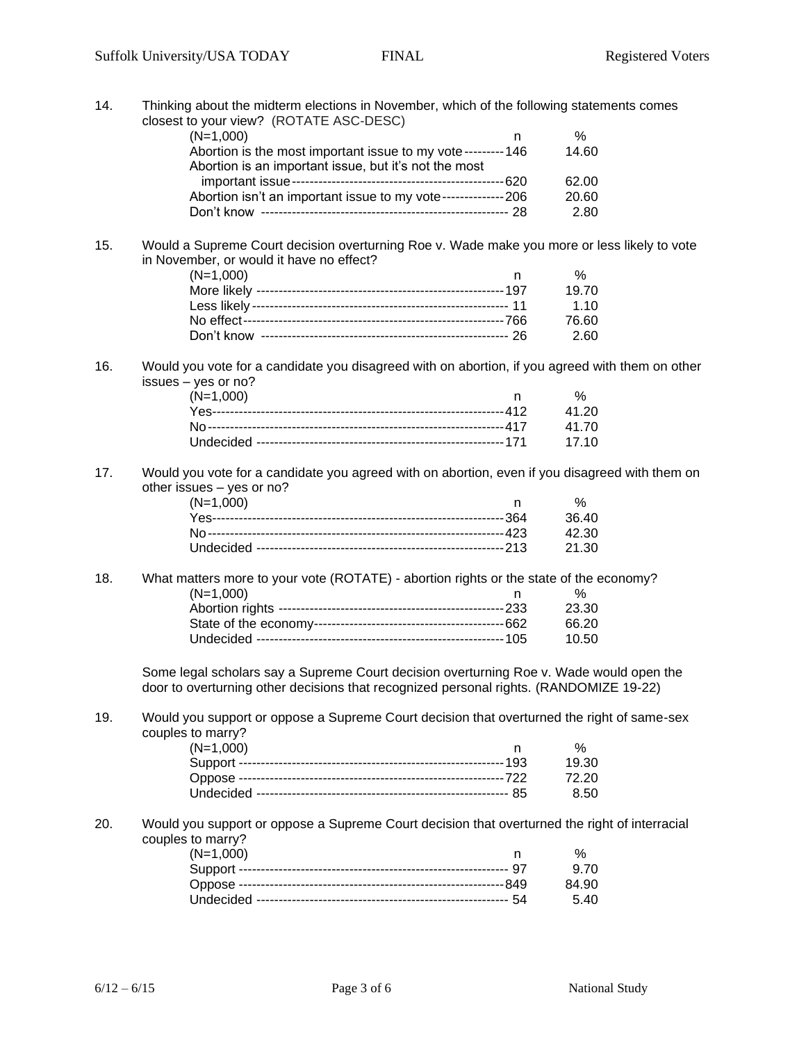14. Thinking about the midterm elections in November, which of the following statements comes closest to your view? (ROTATE ASC-DESC)

| (N=1,000) | n | % |
|---|---|---|
| Abortion is the most important issue to my vote | 146 | 14.60 |
| Abortion is an important issue, but it's not the most important issue | 620 | 62.00 |
| Abortion isn't an important issue to my vote | 206 | 20.60 |
| Don't know | 28 | 2.80 |

15. Would a Supreme Court decision overturning Roe v. Wade make you more or less likely to vote in November, or would it have no effect?

| (N=1,000) | n | % |
|---|---|---|
| More likely | 197 | 19.70 |
| Less likely | 11 | 1.10 |
| No effect | 766 | 76.60 |
| Don't know | 26 | 2.60 |

16. Would you vote for a candidate you disagreed with on abortion, if you agreed with them on other issues – yes or no?

| (N=1,000) | n | % |
|---|---|---|
| Yes | 412 | 41.20 |
| No | 417 | 41.70 |
| Undecided | 171 | 17.10 |

17. Would you vote for a candidate you agreed with on abortion, even if you disagreed with them on other issues – yes or no?

| (N=1,000) | n | % |
|---|---|---|
| Yes | 364 | 36.40 |
| No | 423 | 42.30 |
| Undecided | 213 | 21.30 |

18. What matters more to your vote (ROTATE) - abortion rights or the state of the economy?

| (N=1,000) | n | % |
|---|---|---|
| Abortion rights | 233 | 23.30 |
| State of the economy | 662 | 66.20 |
| Undecided | 105 | 10.50 |

Some legal scholars say a Supreme Court decision overturning Roe v. Wade would open the door to overturning other decisions that recognized personal rights. (RANDOMIZE 19-22)

19. Would you support or oppose a Supreme Court decision that overturned the right of same-sex couples to marry?

| (N=1,000) | n | % |
|---|---|---|
| Support | 193 | 19.30 |
| Oppose | 722 | 72.20 |
| Undecided | 85 | 8.50 |

20. Would you support or oppose a Supreme Court decision that overturned the right of interracial couples to marry?

| (N=1,000) | n | % |
|---|---|---|
| Support | 97 | 9.70 |
| Oppose | 849 | 84.90 |
| Undecided | 54 | 5.40 |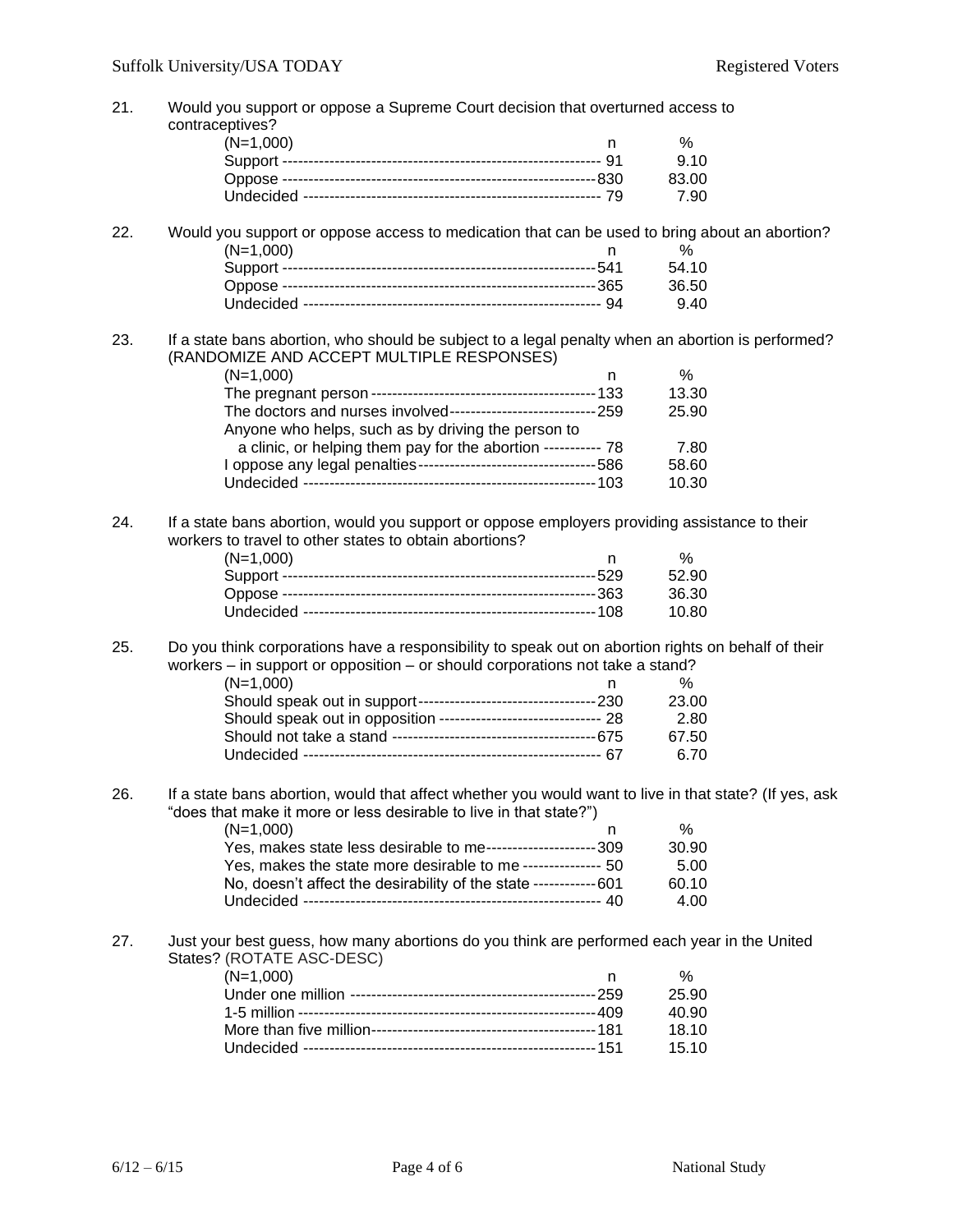21. Would you support or oppose a Supreme Court decision that overturned access to contraceptives?

| (N=1,000) | n | % |
|---|---|---|
| Support | 91 | 9.10 |
| Oppose | 830 | 83.00 |
| Undecided | 79 | 7.90 |

22. Would you support or oppose access to medication that can be used to bring about an abortion?

| (N=1,000) | n | % |
|---|---|---|
| Support | 541 | 54.10 |
| Oppose | 365 | 36.50 |
| Undecided | 94 | 9.40 |

23. If a state bans abortion, who should be subject to a legal penalty when an abortion is performed? (RANDOMIZE AND ACCEPT MULTIPLE RESPONSES)

| (N=1,000) | n | % |
|---|---|---|
| The pregnant person | 133 | 13.30 |
| The doctors and nurses involved | 259 | 25.90 |
| Anyone who helps, such as by driving the person to a clinic, or helping them pay for the abortion | 78 | 7.80 |
| I oppose any legal penalties | 586 | 58.60 |
| Undecided | 103 | 10.30 |

24. If a state bans abortion, would you support or oppose employers providing assistance to their workers to travel to other states to obtain abortions?

| (N=1,000) | n | % |
|---|---|---|
| Support | 529 | 52.90 |
| Oppose | 363 | 36.30 |
| Undecided | 108 | 10.80 |

25. Do you think corporations have a responsibility to speak out on abortion rights on behalf of their workers – in support or opposition – or should corporations not take a stand?

| (N=1,000) | n | % |
|---|---|---|
| Should speak out in support | 230 | 23.00 |
| Should speak out in opposition | 28 | 2.80 |
| Should not take a stand | 675 | 67.50 |
| Undecided | 67 | 6.70 |

26. If a state bans abortion, would that affect whether you would want to live in that state? (If yes, ask "does that make it more or less desirable to live in that state?")

| (N=1,000) | n | % |
|---|---|---|
| Yes, makes state less desirable to me | 309 | 30.90 |
| Yes, makes the state more desirable to me | 50 | 5.00 |
| No, doesn't affect the desirability of the state | 601 | 60.10 |
| Undecided | 40 | 4.00 |

27. Just your best guess, how many abortions do you think are performed each year in the United States? (ROTATE ASC-DESC)

| (N=1,000) | n | % |
|---|---|---|
| Under one million | 259 | 25.90 |
| 1-5 million | 409 | 40.90 |
| More than five million | 181 | 18.10 |
| Undecided | 151 | 15.10 |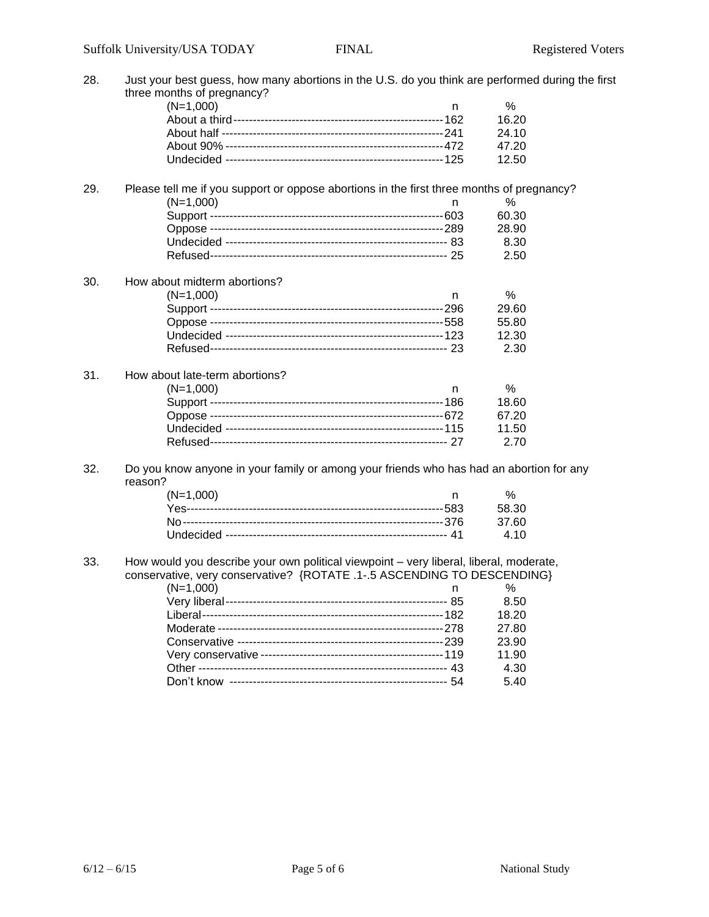28. Just your best guess, how many abortions in the U.S. do you think are performed during the first three months of pregnancy?

| (N=1,000) | n | % |
|---|---|---|
| About a third | 162 | 16.20 |
| About half | 241 | 24.10 |
| About 90% | 472 | 47.20 |
| Undecided | 125 | 12.50 |

29. Please tell me if you support or oppose abortions in the first three months of pregnancy?

| (N=1,000) | n | % |
|---|---|---|
| Support | 603 | 60.30 |
| Oppose | 289 | 28.90 |
| Undecided | 83 | 8.30 |
| Refused | 25 | 2.50 |

30. How about midterm abortions?

| (N=1,000) | n | % |
|---|---|---|
| Support | 296 | 29.60 |
| Oppose | 558 | 55.80 |
| Undecided | 123 | 12.30 |
| Refused | 23 | 2.30 |

31. How about late-term abortions?

| (N=1,000) | n | % |
|---|---|---|
| Support | 186 | 18.60 |
| Oppose | 672 | 67.20 |
| Undecided | 115 | 11.50 |
| Refused | 27 | 2.70 |

32. Do you know anyone in your family or among your friends who has had an abortion for any reason?

| (N=1,000) | n | % |
|---|---|---|
| Yes | 583 | 58.30 |
| No | 376 | 37.60 |
| Undecided | 41 | 4.10 |

33. How would you describe your own political viewpoint – very liberal, liberal, moderate, conservative, very conservative? {ROTATE .1-.5 ASCENDING TO DESCENDING}

| (N=1,000) | n | % |
|---|---|---|
| Very liberal | 85 | 8.50 |
| Liberal | 182 | 18.20 |
| Moderate | 278 | 27.80 |
| Conservative | 239 | 23.90 |
| Very conservative | 119 | 11.90 |
| Other | 43 | 4.30 |
| Don't know | 54 | 5.40 |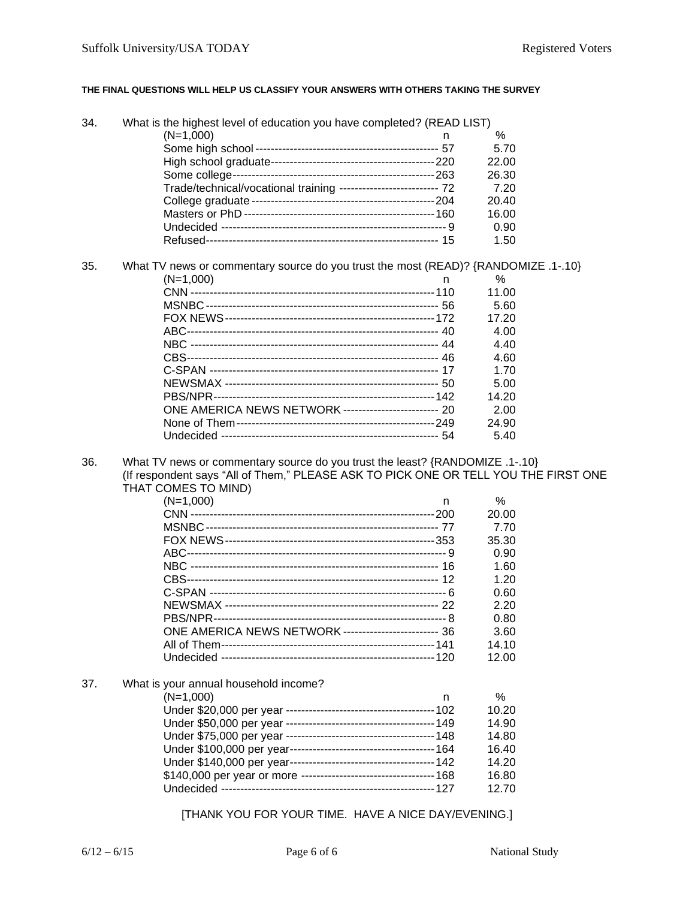**THE FINAL QUESTIONS WILL HELP US CLASSIFY YOUR ANSWERS WITH OTHERS TAKING THE SURVEY**

34. What is the highest level of education you have completed? (READ LIST)

| (N=1,000) | n | % |
|---|---|---|
| Some high school | 57 | 5.70 |
| High school graduate | 220 | 22.00 |
| Some college | 263 | 26.30 |
| Trade/technical/vocational training | 72 | 7.20 |
| College graduate | 204 | 20.40 |
| Masters or PhD | 160 | 16.00 |
| Undecided | 9 | 0.90 |
| Refused | 15 | 1.50 |

35. What TV news or commentary source do you trust the most (READ)? {RANDOMIZE .1-.10}

| (N=1,000) | n | % |
|---|---|---|
| CNN | 110 | 11.00 |
| MSNBC | 56 | 5.60 |
| FOX NEWS | 172 | 17.20 |
| ABC | 40 | 4.00 |
| NBC | 44 | 4.40 |
| CBS | 46 | 4.60 |
| C-SPAN | 17 | 1.70 |
| NEWSMAX | 50 | 5.00 |
| PBS/NPR | 142 | 14.20 |
| ONE AMERICA NEWS NETWORK | 20 | 2.00 |
| None of Them | 249 | 24.90 |
| Undecided | 54 | 5.40 |

36. What TV news or commentary source do you trust the least? {RANDOMIZE .1-.10}
(If respondent says "All of Them," PLEASE ASK TO PICK ONE OR TELL YOU THE FIRST ONE THAT COMES TO MIND)

| (N=1,000) | n | % |
|---|---|---|
| CNN | 200 | 20.00 |
| MSNBC | 77 | 7.70 |
| FOX NEWS | 353 | 35.30 |
| ABC | 9 | 0.90 |
| NBC | 16 | 1.60 |
| CBS | 12 | 1.20 |
| C-SPAN | 6 | 0.60 |
| NEWSMAX | 22 | 2.20 |
| PBS/NPR | 8 | 0.80 |
| ONE AMERICA NEWS NETWORK | 36 | 3.60 |
| All of Them | 141 | 14.10 |
| Undecided | 120 | 12.00 |

37. What is your annual household income?

| (N=1,000) | n | % |
|---|---|---|
| Under $20,000 per year | 102 | 10.20 |
| Under $50,000 per year | 149 | 14.90 |
| Under $75,000 per year | 148 | 14.80 |
| Under $100,000 per year | 164 | 16.40 |
| Under $140,000 per year | 142 | 14.20 |
| $140,000 per year or more | 168 | 16.80 |
| Undecided | 127 | 12.70 |

[THANK YOU FOR YOUR TIME. HAVE A NICE DAY/EVENING.]